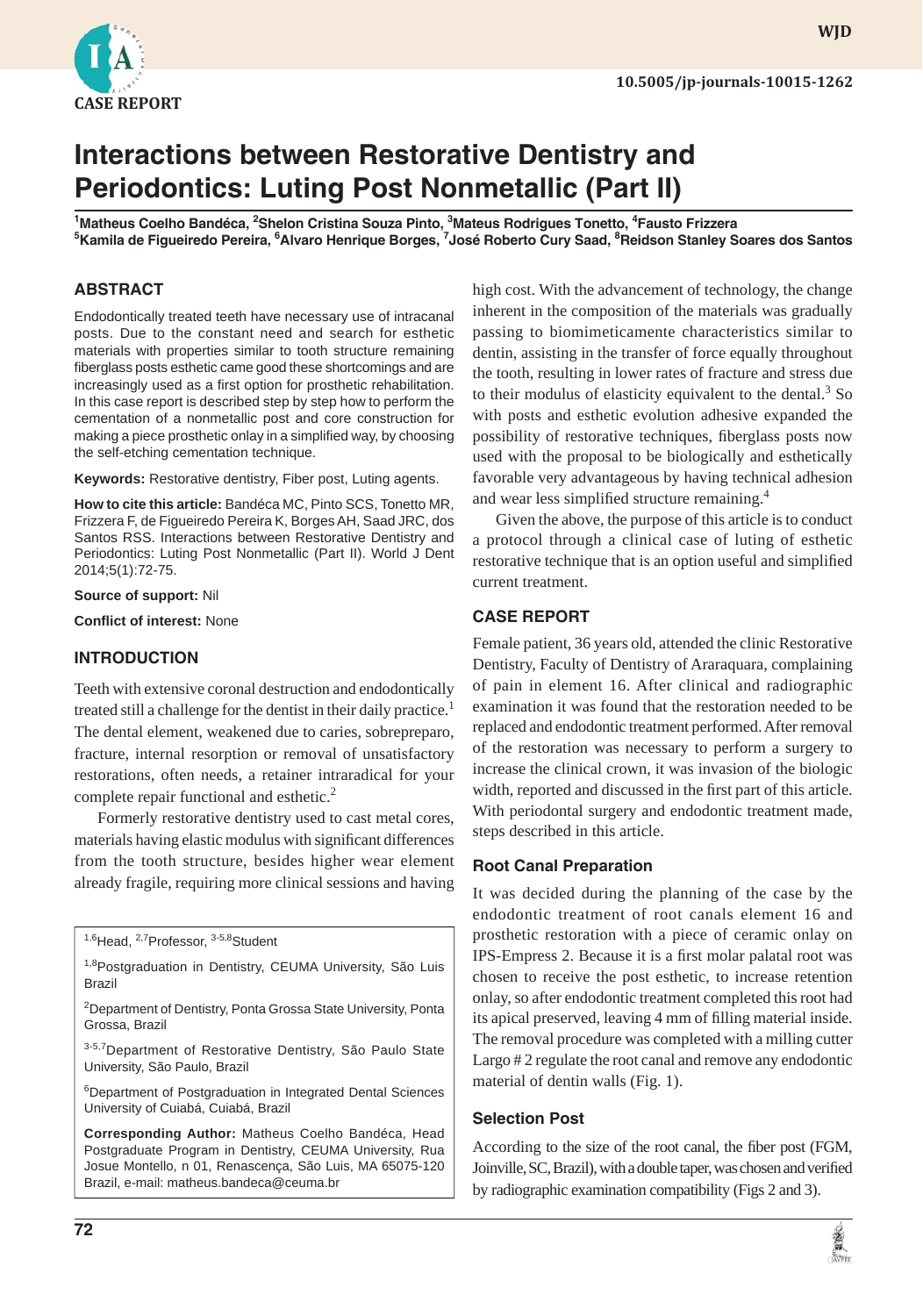CASE REPORT

10.5005/jp-journals-10015-1262

# Interactions between Restorative Dentistry and Periodontics: Luting Post Nonmetallic (Part II)

[1]Matheus Coelho Bandéca, [2]Shelon Cristina Souza Pinto, [3]Mateus Rodrigues Tonetto, [4]Fausto Frizzera
[5]Kamila de Figueiredo Pereira, [6]Alvaro Henrique Borges, [7]José Roberto Cury Saad, [8]Reidson Stanley Soares dos Santos

## ABSTRACT

Endodontically treated teeth have necessary use of intracanal posts. Due to the constant need and search for esthetic materials with properties similar to tooth structure remaining fiberglass posts esthetic came good these shortcomings and are increasingly used as a first option for prosthetic rehabilitation. In this case report is described step by step how to perform the cementation of a nonmetallic post and core construction for making a piece prosthetic onlay in a simplified way, by choosing the self-etching cementation technique.

**Keywords:** Restorative dentistry, Fiber post, Luting agents.

**How to cite this article:** Bandéca MC, Pinto SCS, Tonetto MR, Frizzera F, de Figueiredo Pereira K, Borges AH, Saad JRC, dos Santos RSS. Interactions between Restorative Dentistry and Periodontics: Luting Post Nonmetallic (Part II). World J Dent 2014;5(1):72-75.

**Source of support:** Nil

**Conflict of interest:** None

## INTRODUCTION

Teeth with extensive coronal destruction and endodontically treated still a challenge for the dentist in their daily practice.[1] The dental element, weakened due to caries, sobrepreparo, fracture, internal resorption or removal of unsatisfactory restorations, often needs, a retainer intraradical for your complete repair functional and esthetic.[2]

Formerly restorative dentistry used to cast metal cores, materials having elastic modulus with significant differences from the tooth structure, besides higher wear element already fragile, requiring more clinical sessions and having high cost. With the advancement of technology, the change inherent in the composition of the materials was gradually passing to biomimeticamente characteristics similar to dentin, assisting in the transfer of force equally throughout the tooth, resulting in lower rates of fracture and stress due to their modulus of elasticity equivalent to the dental.[3] So with posts and esthetic evolution adhesive expanded the possibility of restorative techniques, fiberglass posts now used with the proposal to be biologically and esthetically favorable very advantageous by having technical adhesion and wear less simplified structure remaining.[4]

Given the above, the purpose of this article is to conduct a protocol through a clinical case of luting of esthetic restorative technique that is an option useful and simplified current treatment.

## CASE REPORT

Female patient, 36 years old, attended the clinic Restorative Dentistry, Faculty of Dentistry of Araraquara, complaining of pain in element 16. After clinical and radiographic examination it was found that the restoration needed to be replaced and endodontic treatment performed. After removal of the restoration was necessary to perform a surgery to increase the clinical crown, it was invasion of the biologic width, reported and discussed in the first part of this article. With periodontal surgery and endodontic treatment made, steps described in this article.

### Root Canal Preparation

It was decided during the planning of the case by the endodontic treatment of root canals element 16 and prosthetic restoration with a piece of ceramic onlay on IPS-Empress 2. Because it is a first molar palatal root was chosen to receive the post esthetic, to increase retention onlay, so after endodontic treatment completed this root had its apical preserved, leaving 4 mm of filling material inside. The removal procedure was completed with a milling cutter Largo # 2 regulate the root canal and remove any endodontic material of dentin walls (Fig. 1).

### Selection Post

According to the size of the root canal, the fiber post (FGM, Joinville, SC, Brazil), with a double taper, was chosen and verified by radiographic examination compatibility (Figs 2 and 3).

---

[1,6]Head, [2,7]Professor, [3-5,8]Student

[1,8]Postgraduation in Dentistry, CEUMA University, São Luis Brazil

[2]Department of Dentistry, Ponta Grossa State University, Ponta Grossa, Brazil

[3-5,7]Department of Restorative Dentistry, São Paulo State University, São Paulo, Brazil

[6]Department of Postgraduation in Integrated Dental Sciences University of Cuiabá, Cuiabá, Brazil

**Corresponding Author:** Matheus Coelho Bandéca, Head Postgraduate Program in Dentistry, CEUMA University, Rua Josue Montello, n 01, Renascença, São Luis, MA 65075-120 Brazil, e-mail: matheus.bandeca@ceuma.br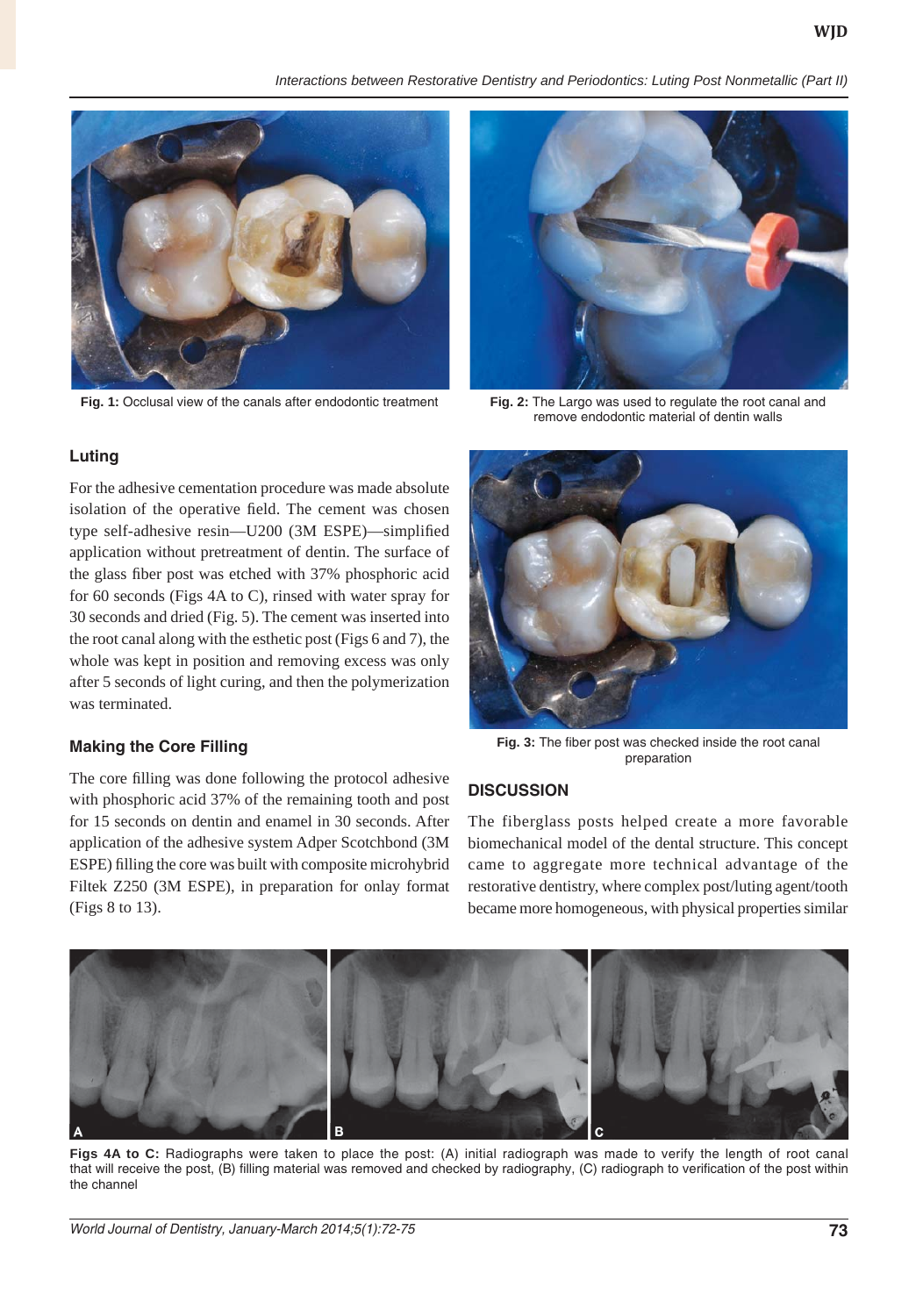Fig. 1: Occlusal view of the canals after endodontic treatment

Fig. 2: The Largo was used to regulate the root canal and remove endodontic material of dentin walls

### Luting

For the adhesive cementation procedure was made absolute isolation of the operative field. The cement was chosen type self-adhesive resin—U200 (3M ESPE)—simplified application without pretreatment of dentin. The surface of the glass fiber post was etched with 37% phosphoric acid for 60 seconds (Figs 4A to C), rinsed with water spray for 30 seconds and dried (Fig. 5). The cement was inserted into the root canal along with the esthetic post (Figs 6 and 7), the whole was kept in position and removing excess was only after 5 seconds of light curing, and then the polymerization was terminated.

### Making the Core Filling

The core filling was done following the protocol adhesive with phosphoric acid 37% of the remaining tooth and post for 15 seconds on dentin and enamel in 30 seconds. After application of the adhesive system Adper Scotchbond (3M ESPE) filling the core was built with composite microhybrid Filtek Z250 (3M ESPE), in preparation for onlay format (Figs 8 to 13).

Fig. 3: The fiber post was checked inside the root canal preparation

## DISCUSSION

The fiberglass posts helped create a more favorable biomechanical model of the dental structure. This concept came to aggregate more technical advantage of the restorative dentistry, where complex post/luting agent/tooth became more homogeneous, with physical properties similar

**Figs 4A to C:** Radiographs were taken to place the post: (A) initial radiograph was made to verify the length of root canal that will receive the post, (B) filling material was removed and checked by radiography, (C) radiograph to verification of the post within the channel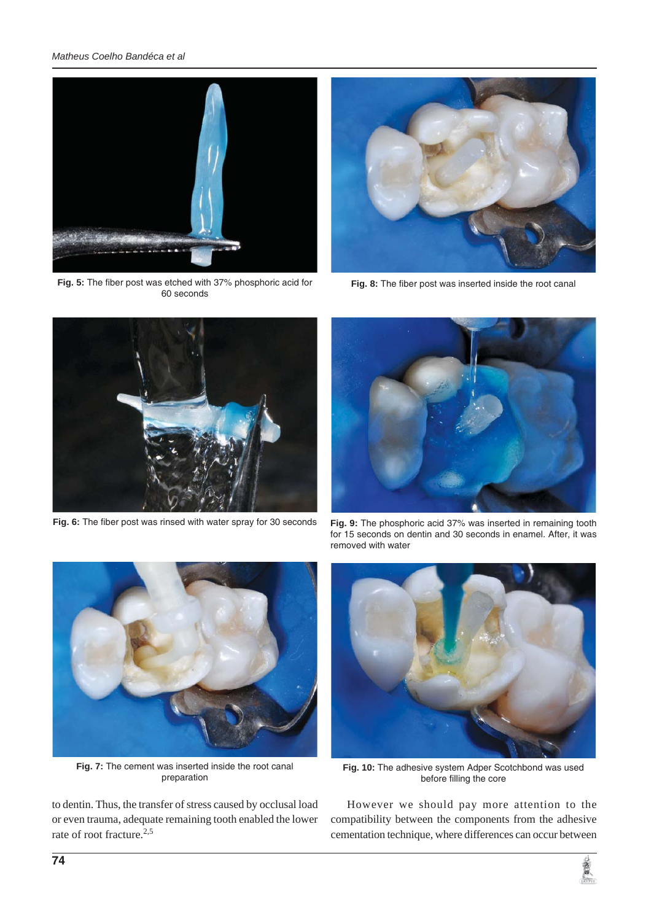Fig. 5: The fiber post was etched with 37% phosphoric acid for 60 seconds

Fig. 6: The fiber post was rinsed with water spray for 30 seconds

Fig. 7: The cement was inserted inside the root canal preparation

Fig. 8: The fiber post was inserted inside the root canal

Fig. 9: The phosphoric acid 37% was inserted in remaining tooth for 15 seconds on dentin and 30 seconds in enamel. After, it was removed with water

Fig. 10: The adhesive system Adper Scotchbond was used before filling the core

to dentin. Thus, the transfer of stress caused by occlusal load or even trauma, adequate remaining tooth enabled the lower rate of root fracture.[2,5]

However we should pay more attention to the compatibility between the components from the adhesive cementation technique, where differences can occur between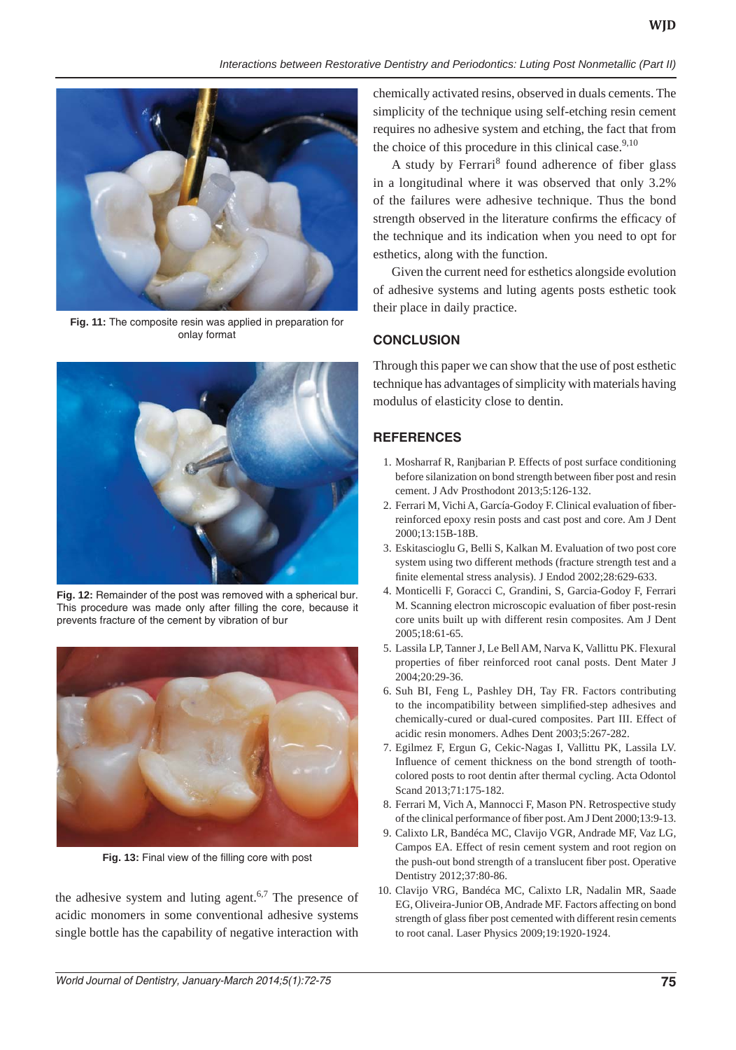Fig. 11: The composite resin was applied in preparation for onlay format

Fig. 12: Remainder of the post was removed with a spherical bur. This procedure was made only after filling the core, because it prevents fracture of the cement by vibration of bur

Fig. 13: Final view of the filling core with post

the adhesive system and luting agent.[6,7] The presence of acidic monomers in some conventional adhesive systems single bottle has the capability of negative interaction with chemically activated resins, observed in duals cements. The simplicity of the technique using self-etching resin cement requires no adhesive system and etching, the fact that from the choice of this procedure in this clinical case.[9,10]

A study by Ferrari[8] found adherence of fiber glass in a longitudinal where it was observed that only 3.2% of the failures were adhesive technique. Thus the bond strength observed in the literature confirms the efficacy of the technique and its indication when you need to opt for esthetics, along with the function.

Given the current need for esthetics alongside evolution of adhesive systems and luting agents posts esthetic took their place in daily practice.

## CONCLUSION

Through this paper we can show that the use of post esthetic technique has advantages of simplicity with materials having modulus of elasticity close to dentin.

## REFERENCES

1. Mosharraf R, Ranjbarian P. Effects of post surface conditioning before silanization on bond strength between fiber post and resin cement. J Adv Prosthodont 2013;5:126-132.
2. Ferrari M, Vichi A, García-Godoy F. Clinical evaluation of fiber-reinforced epoxy resin posts and cast post and core. Am J Dent 2000;13:15B-18B.
3. Eskitascioglu G, Belli S, Kalkan M. Evaluation of two post core system using two different methods (fracture strength test and a finite elemental stress analysis). J Endod 2002;28:629-633.
4. Monticelli F, Goracci C, Grandini, S, Garcia-Godoy F, Ferrari M. Scanning electron microscopic evaluation of fiber post-resin core units built up with different resin composites. Am J Dent 2005;18:61-65.
5. Lassila LP, Tanner J, Le Bell AM, Narva K, Vallittu PK. Flexural properties of fiber reinforced root canal posts. Dent Mater J 2004;20:29-36.
6. Suh BI, Feng L, Pashley DH, Tay FR. Factors contributing to the incompatibility between simplified-step adhesives and chemically-cured or dual-cured composites. Part III. Effect of acidic resin monomers. Adhes Dent 2003;5:267-282.
7. Egilmez F, Ergun G, Cekic-Nagas I, Vallittu PK, Lassila LV. Influence of cement thickness on the bond strength of tooth-colored posts to root dentin after thermal cycling. Acta Odontol Scand 2013;71:175-182.
8. Ferrari M, Vich A, Mannocci F, Mason PN. Retrospective study of the clinical performance of fiber post. Am J Dent 2000;13:9-13.
9. Calixto LR, Bandéca MC, Clavijo VGR, Andrade MF, Vaz LG, Campos EA. Effect of resin cement system and root region on the push-out bond strength of a translucent fiber post. Operative Dentistry 2012;37:80-86.
10. Clavijo VRG, Bandéca MC, Calixto LR, Nadalin MR, Saade EG, Oliveira-Junior OB, Andrade MF. Factors affecting on bond strength of glass fiber post cemented with different resin cements to root canal. Laser Physics 2009;19:1920-1924.